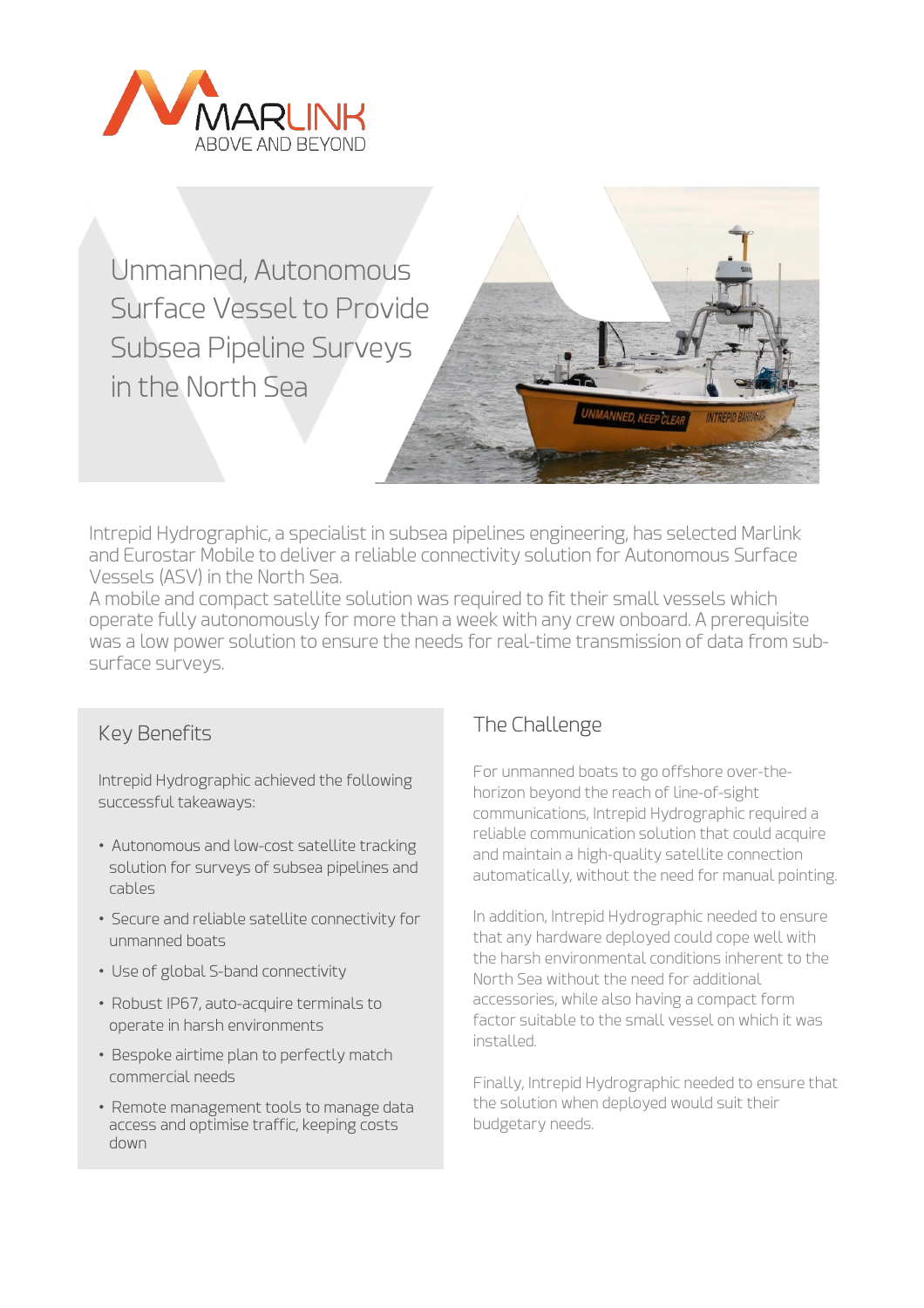MARLINK
ABOVE AND BEYOND

# Unmanned, Autonomous Surface Vessel to Provide Subsea Pipeline Surveys in the North Sea

Intrepid Hydrographic, a specialist in subsea pipelines engineering, has selected Marlink and Eurostar Mobile to deliver a reliable connectivity solution for Autonomous Surface Vessels (ASV) in the North Sea.
A mobile and compact satellite solution was required to fit their small vessels which operate fully autonomously for more than a week with any crew onboard. A prerequisite was a low power solution to ensure the needs for real-time transmission of data from sub-surface surveys.

## Key Benefits

Intrepid Hydrographic achieved the following successful takeaways:

- Autonomous and low-cost satellite tracking solution for surveys of subsea pipelines and cables
- Secure and reliable satellite connectivity for unmanned boats
- Use of global S-band connectivity
- Robust IP67, auto-acquire terminals to operate in harsh environments
- Bespoke airtime plan to perfectly match commercial needs
- Remote management tools to manage data access and optimise traffic, keeping costs down

## The Challenge

For unmanned boats to go offshore over-the-horizon beyond the reach of line-of-sight communications, Intrepid Hydrographic required a reliable communication solution that could acquire and maintain a high-quality satellite connection automatically, without the need for manual pointing.

In addition, Intrepid Hydrographic needed to ensure that any hardware deployed could cope well with the harsh environmental conditions inherent to the North Sea without the need for additional accessories, while also having a compact form factor suitable to the small vessel on which it was installed.

Finally, Intrepid Hydrographic needed to ensure that the solution when deployed would suit their budgetary needs.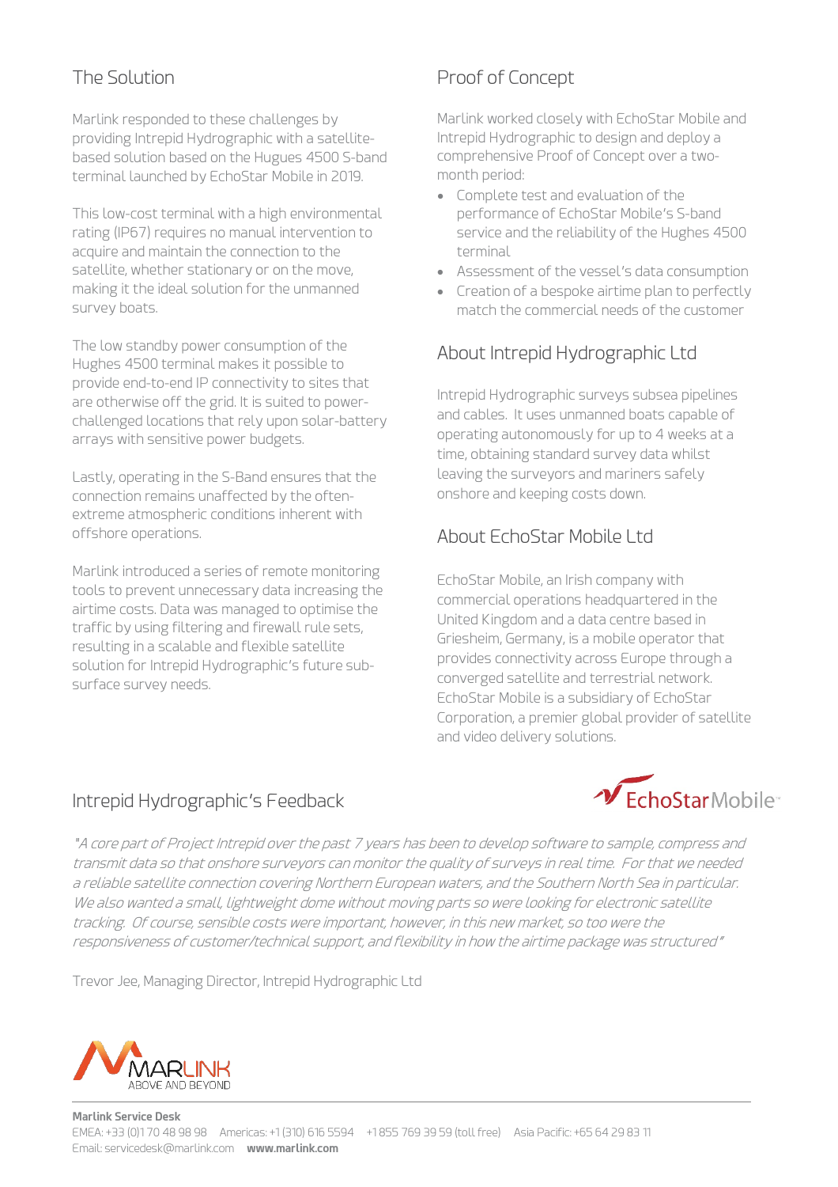## The Solution

Marlink responded to these challenges by providing Intrepid Hydrographic with a satellite-based solution based on the Hugues 4500 S-band terminal launched by EchoStar Mobile in 2019.

This low-cost terminal with a high environmental rating (IP67) requires no manual intervention to acquire and maintain the connection to the satellite, whether stationary or on the move, making it the ideal solution for the unmanned survey boats.

The low standby power consumption of the Hughes 4500 terminal makes it possible to provide end-to-end IP connectivity to sites that are otherwise off the grid. It is suited to power-challenged locations that rely upon solar-battery arrays with sensitive power budgets.

Lastly, operating in the S-Band ensures that the connection remains unaffected by the often-extreme atmospheric conditions inherent with offshore operations.

Marlink introduced a series of remote monitoring tools to prevent unnecessary data increasing the airtime costs. Data was managed to optimise the traffic by using filtering and firewall rule sets, resulting in a scalable and flexible satellite solution for Intrepid Hydrographic's future sub-surface survey needs.

## Proof of Concept

Marlink worked closely with EchoStar Mobile and Intrepid Hydrographic to design and deploy a comprehensive Proof of Concept over a two-month period:

- Complete test and evaluation of the performance of EchoStar Mobile's S-band service and the reliability of the Hughes 4500 terminal
- Assessment of the vessel's data consumption
- Creation of a bespoke airtime plan to perfectly match the commercial needs of the customer

## About Intrepid Hydrographic Ltd

Intrepid Hydrographic surveys subsea pipelines and cables. It uses unmanned boats capable of operating autonomously for up to 4 weeks at a time, obtaining standard survey data whilst leaving the surveyors and mariners safely onshore and keeping costs down.

## About EchoStar Mobile Ltd

EchoStar Mobile, an Irish company with commercial operations headquartered in the United Kingdom and a data centre based in Griesheim, Germany, is a mobile operator that provides connectivity across Europe through a converged satellite and terrestrial network. EchoStar Mobile is a subsidiary of EchoStar Corporation, a premier global provider of satellite and video delivery solutions.

EchoStarMobile

## Intrepid Hydrographic's Feedback

*"A core part of Project Intrepid over the past 7 years has been to develop software to sample, compress and transmit data so that onshore surveyors can monitor the quality of surveys in real time. For that we needed a reliable satellite connection covering Northern European waters, and the Southern North Sea in particular. We also wanted a small, lightweight dome without moving parts so were looking for electronic satellite tracking. Of course, sensible costs were important, however, in this new market, so too were the responsiveness of customer/technical support, and flexibility in how the airtime package was structured"*

Trevor Jee, Managing Director, Intrepid Hydrographic Ltd

MARLINK
ABOVE AND BEYOND

**Marlink Service Desk**
EMEA: +33 (0)1 70 48 98 98 Americas: +1 (310) 616 5594 +1 855 769 39 59 (toll free) Asia Pacific: +65 64 29 83 11
Email: servicedesk@marlink.com **www.marlink.com**